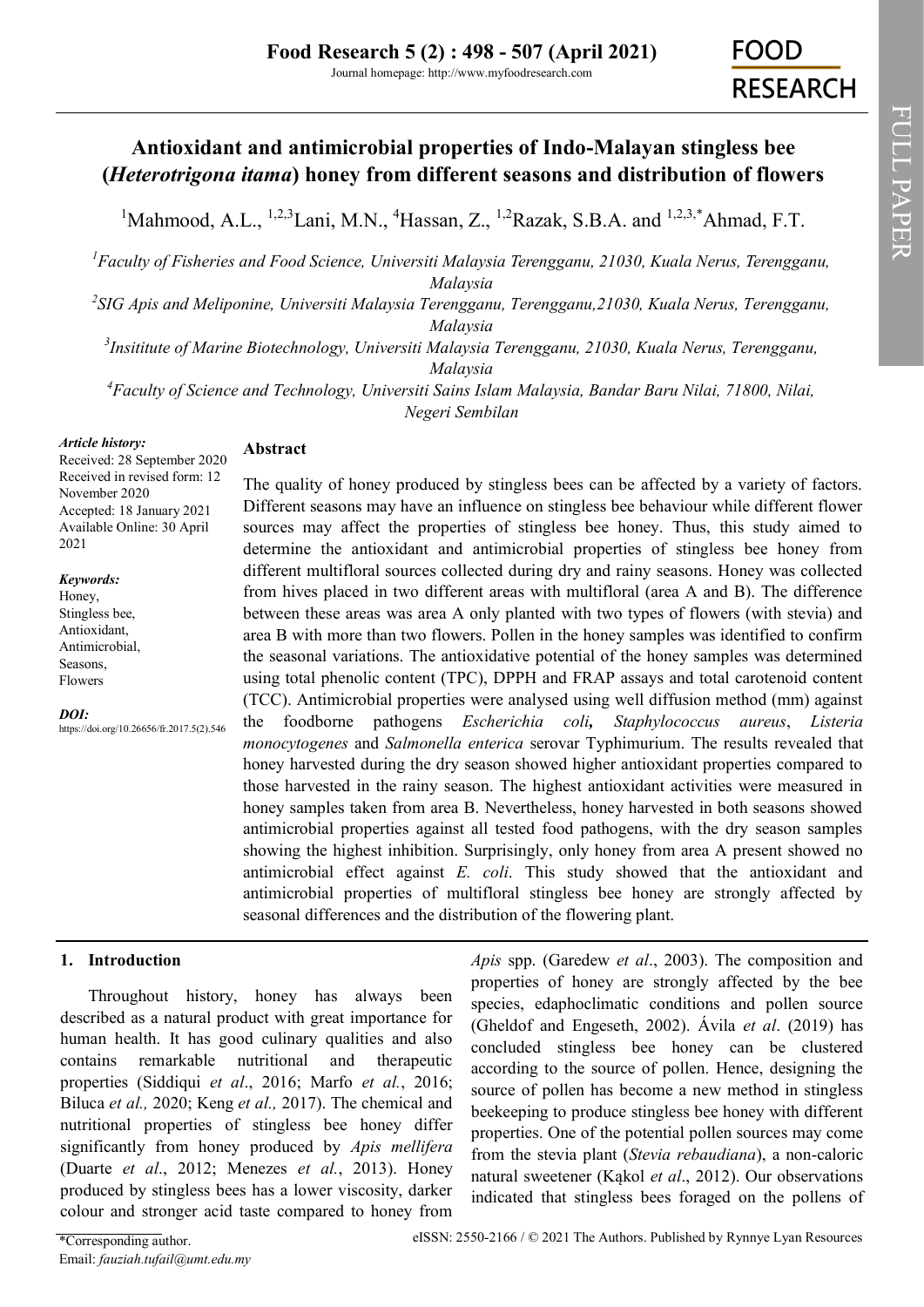# Antioxidant and antimicrobial properties of Indo-Malayan stingless bee (*Heterotrigona itama*) honey from different seasons and distribution of flowers

[1]Mahmood, A.L., [1,2,3]Lani, M.N., [4]Hassan, Z., [1,2]Razak, S.B.A. and [1,2,3,*]Ahmad, F.T.

[1]*Faculty of Fisheries and Food Science, Universiti Malaysia Terengganu, 21030, Kuala Nerus, Terengganu, Malaysia*

[2]*SIG Apis and Meliponine, Universiti Malaysia Terengganu, Terengganu,21030, Kuala Nerus, Terengganu, Malaysia*

[3]*Insititute of Marine Biotechnology, Universiti Malaysia Terengganu, 21030, Kuala Nerus, Terengganu, Malaysia*

[4]*Faculty of Science and Technology, Universiti Sains Islam Malaysia, Bandar Baru Nilai, 71800, Nilai, Negeri Sembilan*

***Article history:***
Received: 28 September 2020
Received in revised form: 12 November 2020
Accepted: 18 January 2021
Available Online: 30 April 2021

***Keywords:***
Honey,
Stingless bee,
Antioxidant,
Antimicrobial,
Seasons,
Flowers

***DOI:***
https://doi.org/10.26656/fr.2017.5(2).546

## Abstract

The quality of honey produced by stingless bees can be affected by a variety of factors. Different seasons may have an influence on stingless bee behaviour while different flower sources may affect the properties of stingless bee honey. Thus, this study aimed to determine the antioxidant and antimicrobial properties of stingless bee honey from different multifloral sources collected during dry and rainy seasons. Honey was collected from hives placed in two different areas with multifloral (area A and B). The difference between these areas was area A only planted with two types of flowers (with stevia) and area B with more than two flowers. Pollen in the honey samples was identified to confirm the seasonal variations. The antioxidative potential of the honey samples was determined using total phenolic content (TPC), DPPH and FRAP assays and total carotenoid content (TCC). Antimicrobial properties were analysed using well diffusion method (mm) against the foodborne pathogens *Escherichia coli*, *Staphylococcus aureus*, *Listeria monocytogenes* and *Salmonella enterica* serovar Typhimurium. The results revealed that honey harvested during the dry season showed higher antioxidant properties compared to those harvested in the rainy season. The highest antioxidant activities were measured in honey samples taken from area B. Nevertheless, honey harvested in both seasons showed antimicrobial properties against all tested food pathogens, with the dry season samples showing the highest inhibition. Surprisingly, only honey from area A present showed no antimicrobial effect against *E. coli*. This study showed that the antioxidant and antimicrobial properties of multifloral stingless bee honey are strongly affected by seasonal differences and the distribution of the flowering plant.

## 1. Introduction

Throughout history, honey has always been described as a natural product with great importance for human health. It has good culinary qualities and also contains remarkable nutritional and therapeutic properties (Siddiqui *et al*., 2016; Marfo *et al.*, 2016; Biluca *et al.,* 2020; Keng *et al.,* 2017). The chemical and nutritional properties of stingless bee honey differ significantly from honey produced by *Apis mellifera* (Duarte *et al*., 2012; Menezes *et al.*, 2013). Honey produced by stingless bees has a lower viscosity, darker colour and stronger acid taste compared to honey from *Apis* spp. (Garedew *et al*., 2003). The composition and properties of honey are strongly affected by the bee species, edaphoclimatic conditions and pollen source (Gheldof and Engeseth, 2002). Ávila *et al*. (2019) has concluded stingless bee honey can be clustered according to the source of pollen. Hence, designing the source of pollen has become a new method in stingless beekeeping to produce stingless bee honey with different properties. One of the potential pollen sources may come from the stevia plant (*Stevia rebaudiana*), a non-caloric natural sweetener (Kąkol *et al*., 2012). Our observations indicated that stingless bees foraged on the pollens of

\*Corresponding author.
Email: *fauziah.tufail@umt.edu.my*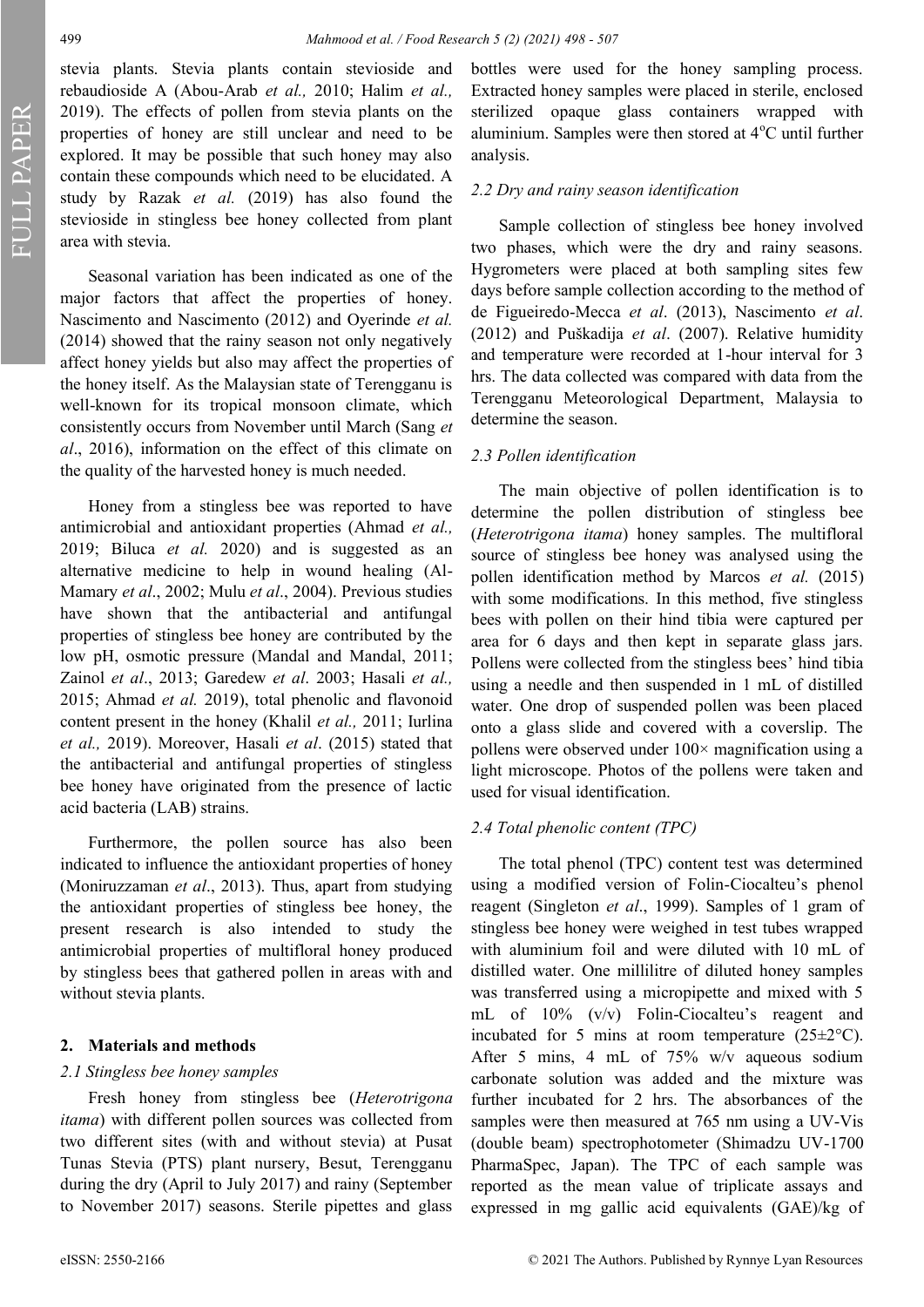stevia plants. Stevia plants contain stevioside and rebaudioside A (Abou-Arab *et al.,* 2010; Halim *et al.,* 2019). The effects of pollen from stevia plants on the properties of honey are still unclear and need to be explored. It may be possible that such honey may also contain these compounds which need to be elucidated. A study by Razak *et al.* (2019) has also found the stevioside in stingless bee honey collected from plant area with stevia.

Seasonal variation has been indicated as one of the major factors that affect the properties of honey. Nascimento and Nascimento (2012) and Oyerinde *et al.* (2014) showed that the rainy season not only negatively affect honey yields but also may affect the properties of the honey itself. As the Malaysian state of Terengganu is well-known for its tropical monsoon climate, which consistently occurs from November until March (Sang *et al*., 2016), information on the effect of this climate on the quality of the harvested honey is much needed.

Honey from a stingless bee was reported to have antimicrobial and antioxidant properties (Ahmad *et al.,* 2019; Biluca *et al.* 2020) and is suggested as an alternative medicine to help in wound healing (Al-Mamary *et al*., 2002; Mulu *et al*., 2004). Previous studies have shown that the antibacterial and antifungal properties of stingless bee honey are contributed by the low pH, osmotic pressure (Mandal and Mandal, 2011; Zainol *et al*., 2013; Garedew *et al*. 2003; Hasali *et al.,* 2015; Ahmad *et al.* 2019), total phenolic and flavonoid content present in the honey (Khalil *et al.,* 2011; Iurlina *et al.,* 2019). Moreover, Hasali *et al*. (2015) stated that the antibacterial and antifungal properties of stingless bee honey have originated from the presence of lactic acid bacteria (LAB) strains.

Furthermore, the pollen source has also been indicated to influence the antioxidant properties of honey (Moniruzzaman *et al*., 2013). Thus, apart from studying the antioxidant properties of stingless bee honey, the present research is also intended to study the antimicrobial properties of multifloral honey produced by stingless bees that gathered pollen in areas with and without stevia plants.

## 2. Materials and methods

### 2.1 Stingless bee honey samples

Fresh honey from stingless bee (*Heterotrigona itama*) with different pollen sources was collected from two different sites (with and without stevia) at Pusat Tunas Stevia (PTS) plant nursery, Besut, Terengganu during the dry (April to July 2017) and rainy (September to November 2017) seasons. Sterile pipettes and glass bottles were used for the honey sampling process. Extracted honey samples were placed in sterile, enclosed sterilized opaque glass containers wrapped with aluminium. Samples were then stored at 4°C until further analysis.

### 2.2 Dry and rainy season identification

Sample collection of stingless bee honey involved two phases, which were the dry and rainy seasons. Hygrometers were placed at both sampling sites few days before sample collection according to the method of de Figueiredo-Mecca *et al*. (2013), Nascimento *et al*. (2012) and Puškadija *et al*. (2007). Relative humidity and temperature were recorded at 1-hour interval for 3 hrs. The data collected was compared with data from the Terengganu Meteorological Department, Malaysia to determine the season.

### 2.3 Pollen identification

The main objective of pollen identification is to determine the pollen distribution of stingless bee (*Heterotrigona itama*) honey samples. The multifloral source of stingless bee honey was analysed using the pollen identification method by Marcos *et al.* (2015) with some modifications. In this method, five stingless bees with pollen on their hind tibia were captured per area for 6 days and then kept in separate glass jars. Pollens were collected from the stingless bees' hind tibia using a needle and then suspended in 1 mL of distilled water. One drop of suspended pollen was been placed onto a glass slide and covered with a coverslip. The pollens were observed under 100× magnification using a light microscope. Photos of the pollens were taken and used for visual identification.

### 2.4 Total phenolic content (TPC)

The total phenol (TPC) content test was determined using a modified version of Folin-Ciocalteu's phenol reagent (Singleton *et al*., 1999). Samples of 1 gram of stingless bee honey were weighed in test tubes wrapped with aluminium foil and were diluted with 10 mL of distilled water. One millilitre of diluted honey samples was transferred using a micropipette and mixed with 5 mL of 10% (v/v) Folin-Ciocalteu's reagent and incubated for 5 mins at room temperature (25±2°C). After 5 mins, 4 mL of 75% w/v aqueous sodium carbonate solution was added and the mixture was further incubated for 2 hrs. The absorbances of the samples were then measured at 765 nm using a UV-Vis (double beam) spectrophotometer (Shimadzu UV-1700 PharmaSpec, Japan). The TPC of each sample was reported as the mean value of triplicate assays and expressed in mg gallic acid equivalents (GAE)/kg of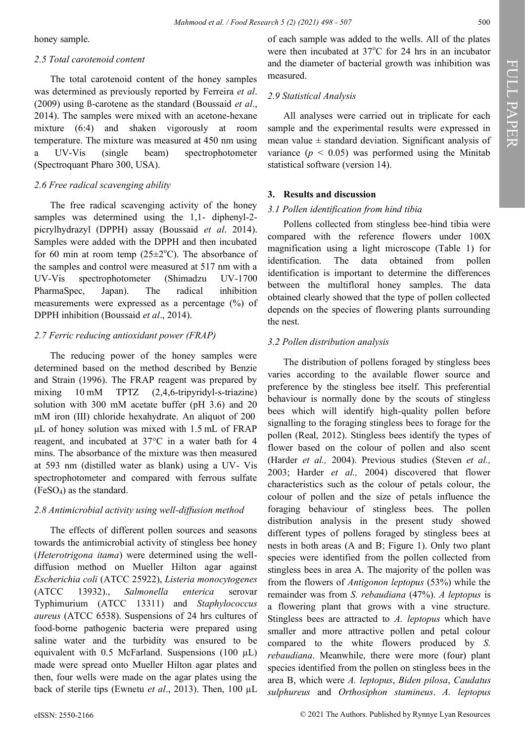honey sample.

### 2.5 Total carotenoid content

The total carotenoid content of the honey samples was determined as previously reported by Ferreira *et al*. (2009) using ß-carotene as the standard (Boussaid *et al*., 2014). The samples were mixed with an acetone-hexane mixture (6:4) and shaken vigorously at room temperature. The mixture was measured at 450 nm using a UV-Vis (single beam) spectrophotometer (Spectroquant Pharo 300, USA).

### 2.6 Free radical scavenging ability

The free radical scavenging activity of the honey samples was determined using the 1,1- diphenyl-2-picrylhydrazyl (DPPH) assay (Boussaid *et al*. 2014). Samples were added with the DPPH and then incubated for 60 min at room temp (25±2°C). The absorbance of the samples and control were measured at 517 nm with a UV-Vis spectrophotometer (Shimadzu UV-1700 PharmaSpec, Japan). The radical inhibition measurements were expressed as a percentage (%) of DPPH inhibition (Boussaid *et al*., 2014).

### 2.7 Ferric reducing antioxidant power (FRAP)

The reducing power of the honey samples were determined based on the method described by Benzie and Strain (1996). The FRAP reagent was prepared by mixing 10 mM TPTZ (2,4,6-tripyridyl-s-triazine) solution with 300 mM acetate buffer (pH 3.6) and 20 mM iron (III) chloride hexahydrate. An aliquot of 200 µL of honey solution was mixed with 1.5 mL of FRAP reagent, and incubated at 37°C in a water bath for 4 mins. The absorbance of the mixture was then measured at 593 nm (distilled water as blank) using a UV- Vis spectrophotometer and compared with ferrous sulfate ($FeSO_4$) as the standard.

### 2.8 Antimicrobial activity using well-diffusion method

The effects of different pollen sources and seasons towards the antimicrobial activity of stingless bee honey (*Heterotrigona itama*) were determined using the well-diffusion method on Mueller Hilton agar against *Escherichia coli* (ATCC 25922), *Listeria monocytogenes* (ATCC 13932)., *Salmonella enterica* serovar Typhimurium (ATCC 13311) and *Staphylococcus aureus* (ATCC 6538). Suspensions of 24 hrs cultures of food-borne pathogenic bacteria were prepared using saline water and the turbidity was ensured to be equivalent with 0.5 McFarland. Suspensions (100 µL) made were spread onto Mueller Hilton agar plates and then, four wells were made on the agar plates using the back of sterile tips (Ewnetu *et al*., 2013). Then, 100 µL of each sample was added to the wells. All of the plates were then incubated at 37°C for 24 hrs in an incubator and the diameter of bacterial growth was inhibition was measured.

### 2.9 Statistical Analysis

All analyses were carried out in triplicate for each sample and the experimental results were expressed in mean value ± standard deviation. Significant analysis of variance ($p < 0.05$) was performed using the Minitab statistical software (version 14).

## 3. Results and discussion

### 3.1 Pollen identification from hind tibia

Pollens collected from stingless bee-hind tibia were compared with the reference flowers under 100X magnification using a light microscope (Table 1) for identification. The data obtained from pollen identification is important to determine the differences between the multifloral honey samples. The data obtained clearly showed that the type of pollen collected depends on the species of flowering plants surrounding the nest.

### 3.2 Pollen distribution analysis

The distribution of pollens foraged by stingless bees varies according to the available flower source and preference by the stingless bee itself. This preferential behaviour is normally done by the scouts of stingless bees which will identify high-quality pollen before signalling to the foraging stingless bees to forage for the pollen (Real, 2012). Stingless bees identify the types of flower based on the colour of pollen and also scent (Harder *et al.,* 2004). Previous studies (Steven *et al.,* 2003; Harder *et al.,* 2004) discovered that flower characteristics such as the colour of petals colour, the colour of pollen and the size of petals influence the foraging behaviour of stingless bees. The pollen distribution analysis in the present study showed different types of pollens foraged by stingless bees at nests in both areas (A and B; Figure 1). Only two plant species were identified from the pollen collected from stingless bees in area A. The majority of the pollen was from the flowers of *Antigonon leptopus* (53%) while the remainder was from *S. rebaudiana* (47%). *A leptopus* is a flowering plant that grows with a vine structure. Stingless bees are attracted to *A. leptopus* which have smaller and more attractive pollen and petal colour compared to the white flowers produced by *S. rebaudiana*. Meanwhile, there were more (four) plant species identified from the pollen on stingless bees in the area B, which were *A. leptopus*, *Biden pilosa*, *Caudatus sulphureus* and *Orthosiphon stamineus*. *A. leptopus*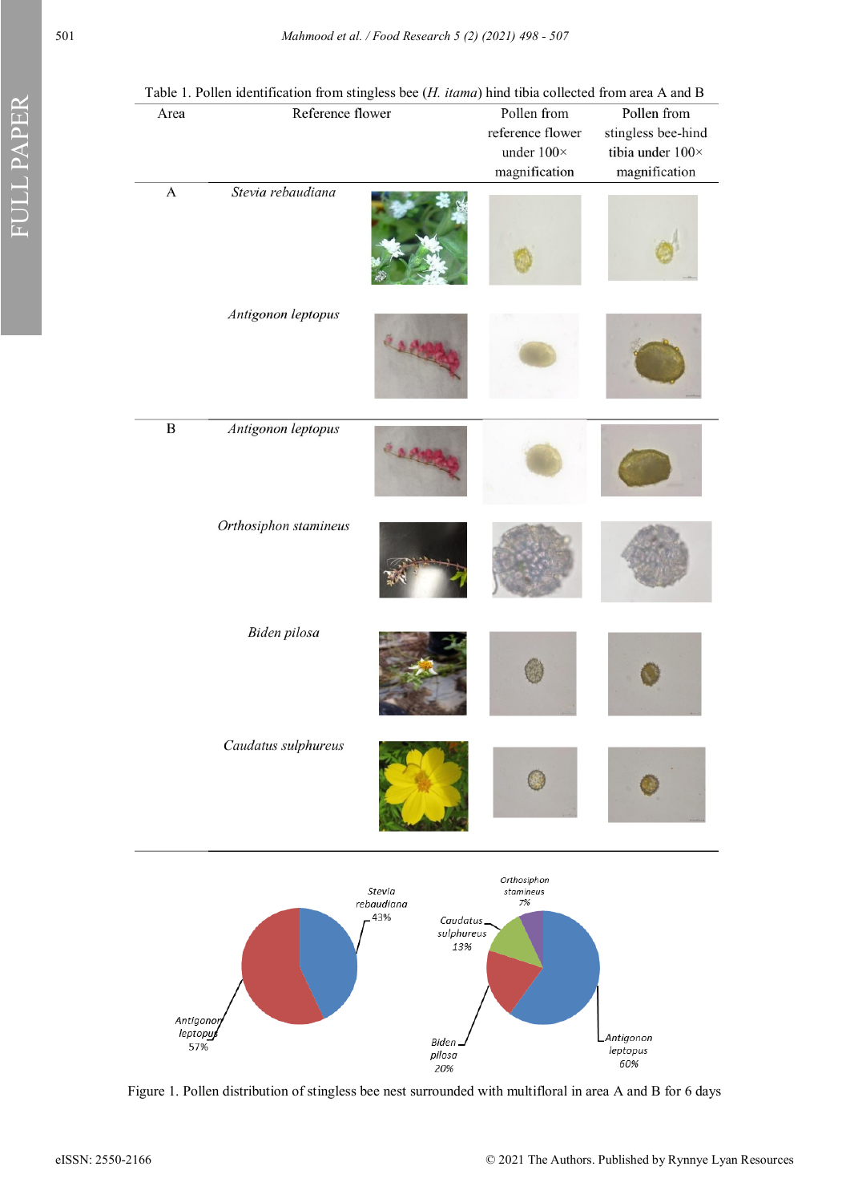Table 1. Pollen identification from stingless bee (*H. itama*) hind tibia collected from area A and B

| Area | Reference flower | | Pollen from reference flower under 100× magnification | Pollen from stingless bee-hind tibia under 100× magnification |
|---|---|---|---|---|
| A | *Stevia rebaudiana* | | | |
| | *Antigonon leptopus* | | | |
| B | *Antigonon leptopus* | | | |
| | *Orthosiphon stamineus* | | | |
| | *Biden pilosa* | | | |
| | *Caudatus sulphureus* | | | |

Figure 1. Pollen distribution of stingless bee nest surrounded with multifloral in area A and B for 6 days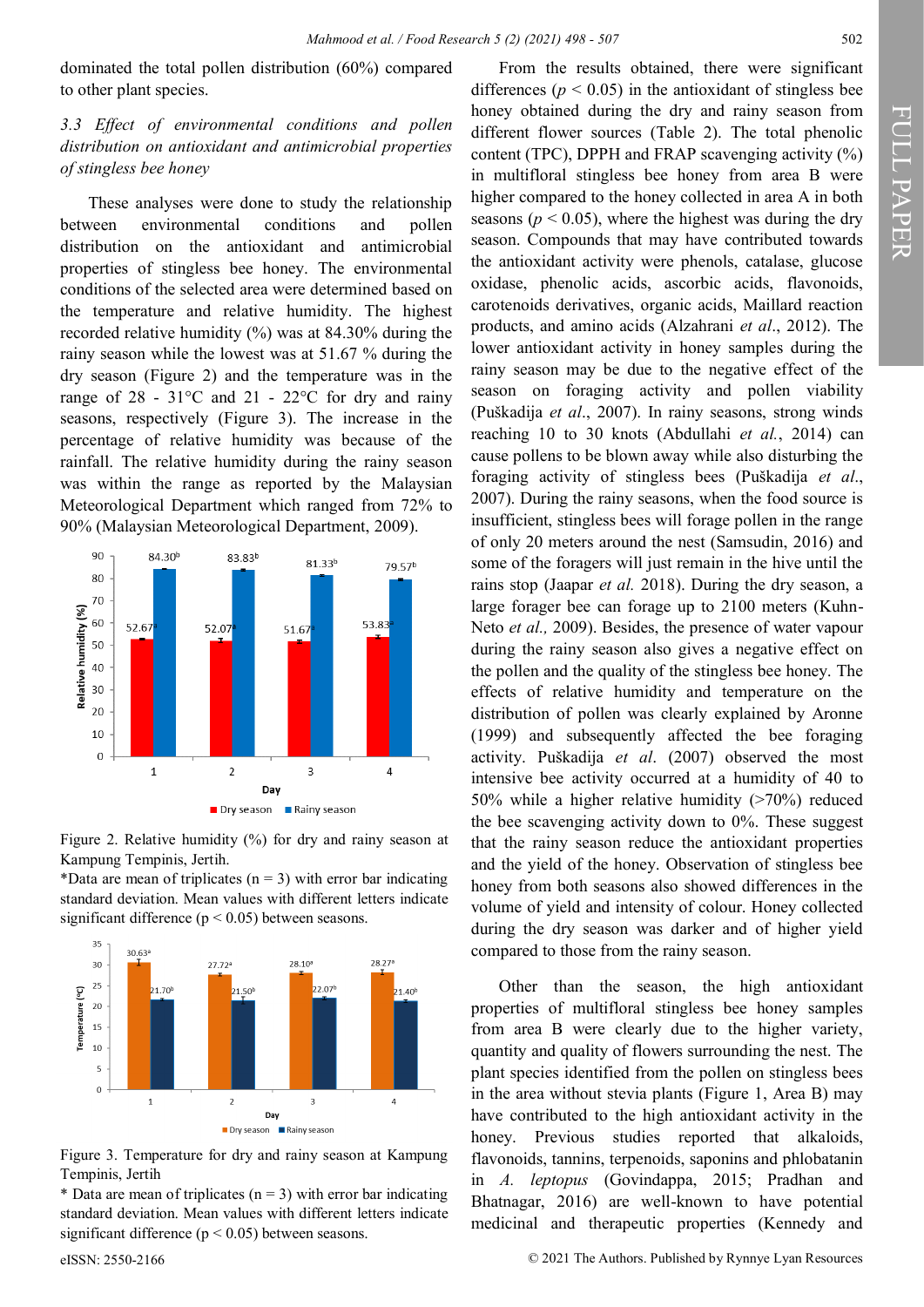dominated the total pollen distribution (60%) compared to other plant species.

### *3.3 Effect of environmental conditions and pollen distribution on antioxidant and antimicrobial properties of stingless bee honey*

These analyses were done to study the relationship between environmental conditions and pollen distribution on the antioxidant and antimicrobial properties of stingless bee honey. The environmental conditions of the selected area were determined based on the temperature and relative humidity. The highest recorded relative humidity (%) was at 84.30% during the rainy season while the lowest was at 51.67 % during the dry season (Figure 2) and the temperature was in the range of 28 - 31°C and 21 - 22°C for dry and rainy seasons, respectively (Figure 3). The increase in the percentage of relative humidity was because of the rainfall. The relative humidity during the rainy season was within the range as reported by the Malaysian Meteorological Department which ranged from 72% to 90% (Malaysian Meteorological Department, 2009).

Figure 2. Relative humidity (%) for dry and rainy season at Kampung Tempinis, Jertih.
*Data are mean of triplicates (n = 3) with error bar indicating standard deviation. Mean values with different letters indicate significant difference (p < 0.05) between seasons.

Figure 3. Temperature for dry and rainy season at Kampung Tempinis, Jertih
* Data are mean of triplicates (n = 3) with error bar indicating standard deviation. Mean values with different letters indicate significant difference (p < 0.05) between seasons.

From the results obtained, there were significant differences ($p < 0.05$) in the antioxidant of stingless bee honey obtained during the dry and rainy season from different flower sources (Table 2). The total phenolic content (TPC), DPPH and FRAP scavenging activity (%) in multifloral stingless bee honey from area B were higher compared to the honey collected in area A in both seasons ($p < 0.05$), where the highest was during the dry season. Compounds that may have contributed towards the antioxidant activity were phenols, catalase, glucose oxidase, phenolic acids, ascorbic acids, flavonoids, carotenoids derivatives, organic acids, Maillard reaction products, and amino acids (Alzahrani *et al*., 2012). The lower antioxidant activity in honey samples during the rainy season may be due to the negative effect of the season on foraging activity and pollen viability (Puškadija *et al*., 2007). In rainy seasons, strong winds reaching 10 to 30 knots (Abdullahi *et al.*, 2014) can cause pollens to be blown away while also disturbing the foraging activity of stingless bees (Puškadija *et al*., 2007). During the rainy seasons, when the food source is insufficient, stingless bees will forage pollen in the range of only 20 meters around the nest (Samsudin, 2016) and some of the foragers will just remain in the hive until the rains stop (Jaapar *et al.* 2018). During the dry season, a large forager bee can forage up to 2100 meters (Kuhn-Neto *et al.,* 2009). Besides, the presence of water vapour during the rainy season also gives a negative effect on the pollen and the quality of the stingless bee honey. The effects of relative humidity and temperature on the distribution of pollen was clearly explained by Aronne (1999) and subsequently affected the bee foraging activity. Puškadija *et al*. (2007) observed the most intensive bee activity occurred at a humidity of 40 to 50% while a higher relative humidity (>70%) reduced the bee scavenging activity down to 0%. These suggest that the rainy season reduce the antioxidant properties and the yield of the honey. Observation of stingless bee honey from both seasons also showed differences in the volume of yield and intensity of colour. Honey collected during the dry season was darker and of higher yield compared to those from the rainy season.

Other than the season, the high antioxidant properties of multifloral stingless bee honey samples from area B were clearly due to the higher variety, quantity and quality of flowers surrounding the nest. The plant species identified from the pollen on stingless bees in the area without stevia plants (Figure 1, Area B) may have contributed to the high antioxidant activity in the honey. Previous studies reported that alkaloids, flavonoids, tannins, terpenoids, saponins and phlobatanin in *A. leptopus* (Govindappa, 2015; Pradhan and Bhatnagar, 2016) are well-known to have potential medicinal and therapeutic properties (Kennedy and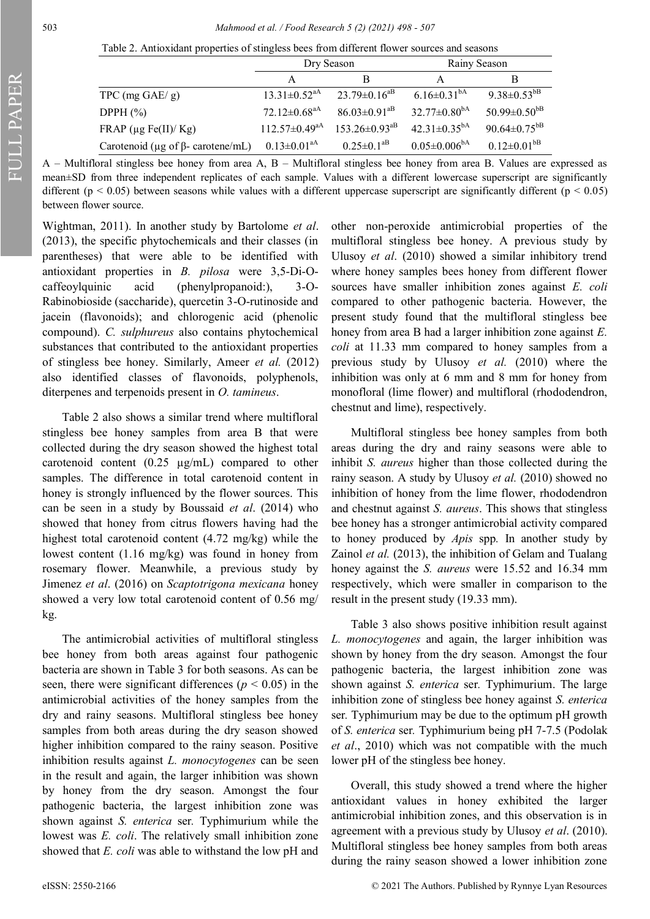Table 2. Antioxidant properties of stingless bees from different flower sources and seasons

| | Dry Season | | Rainy Season | |
|---|---|---|---|---|
| | A | B | A | B |
| TPC (mg GAE/ g) | 13.31±0.52[aA] | 23.79±0.16[aB] | 6.16±0.31[bA] | 9.38±0.53[bB] |
| DPPH (%) | 72.12±0.68[aA] | 86.03±0.91[aB] | 32.77±0.80[bA] | 50.99±0.50[bB] |
| FRAP (µg Fe(II)/ Kg) | 112.57±0.49[aA] | 153.26±0.93[aB] | 42.31±0.35[bA] | 90.64±0.75[bB] |
| Carotenoid (µg of β- carotene/mL) | 0.13±0.01[aA] | 0.25±0.1[aB] | 0.05±0.006[bA] | 0.12±0.01[bB] |

A – Multifloral stingless bee honey from area A, B – Multifloral stingless bee honey from area B. Values are expressed as mean±SD from three independent replicates of each sample. Values with a different lowercase superscript are significantly different ($p < 0.05$) between seasons while values with a different uppercase superscript are significantly different ($p < 0.05$) between flower source.

Wightman, 2011). In another study by Bartolome *et al*. (2013), the specific phytochemicals and their classes (in parentheses) that were able to be identified with antioxidant properties in *B. pilosa* were 3,5-Di-O-caffeoylquinic acid (phenylpropanoid:), 3-O-Rabinobioside (saccharide), quercetin 3-O-rutinoside and jacein (flavonoids); and chlorogenic acid (phenolic compound). *C. sulphureus* also contains phytochemical substances that contributed to the antioxidant properties of stingless bee honey. Similarly, Ameer *et al.* (2012) also identified classes of flavonoids, polyphenols, diterpenes and terpenoids present in *O. tamineus*.

Table 2 also shows a similar trend where multifloral stingless bee honey samples from area B that were collected during the dry season showed the highest total carotenoid content (0.25 µg/mL) compared to other samples. The difference in total carotenoid content in honey is strongly influenced by the flower sources. This can be seen in a study by Boussaid *et al*. (2014) who showed that honey from citrus flowers having had the highest total carotenoid content (4.72 mg/kg) while the lowest content (1.16 mg/kg) was found in honey from rosemary flower. Meanwhile, a previous study by Jimenez *et al*. (2016) on *Scaptotrigona mexicana* honey showed a very low total carotenoid content of 0.56 mg/kg.

The antimicrobial activities of multifloral stingless bee honey from both areas against four pathogenic bacteria are shown in Table 3 for both seasons. As can be seen, there were significant differences ($p < 0.05$) in the antimicrobial activities of the honey samples from the dry and rainy seasons. Multifloral stingless bee honey samples from both areas during the dry season showed higher inhibition compared to the rainy season. Positive inhibition results against *L. monocytogenes* can be seen in the result and again, the larger inhibition was shown by honey from the dry season. Amongst the four pathogenic bacteria, the largest inhibition zone was shown against *S. enterica* ser. Typhimurium while the lowest was *E. coli*. The relatively small inhibition zone showed that *E. coli* was able to withstand the low pH and other non-peroxide antimicrobial properties of the multifloral stingless bee honey. A previous study by Ulusoy *et al*. (2010) showed a similar inhibitory trend where honey samples bees honey from different flower sources have smaller inhibition zones against *E. coli* compared to other pathogenic bacteria. However, the present study found that the multifloral stingless bee honey from area B had a larger inhibition zone against *E. coli* at 11.33 mm compared to honey samples from a previous study by Ulusoy *et al.* (2010) where the inhibition was only at 6 mm and 8 mm for honey from monofloral (lime flower) and multifloral (rhododendron, chestnut and lime), respectively.

Multifloral stingless bee honey samples from both areas during the dry and rainy seasons were able to inhibit *S. aureus* higher than those collected during the rainy season. A study by Ulusoy *et al.* (2010) showed no inhibition of honey from the lime flower, rhododendron and chestnut against *S. aureus*. This shows that stingless bee honey has a stronger antimicrobial activity compared to honey produced by *Apis* spp. In another study by Zainol *et al.* (2013), the inhibition of Gelam and Tualang honey against the *S. aureus* were 15.52 and 16.34 mm respectively, which were smaller in comparison to the result in the present study (19.33 mm).

Table 3 also shows positive inhibition result against *L. monocytogenes* and again, the larger inhibition was shown by honey from the dry season. Amongst the four pathogenic bacteria, the largest inhibition zone was shown against *S. enterica* ser. Typhimurium. The large inhibition zone of stingless bee honey against *S. enterica* ser. Typhimurium may be due to the optimum pH growth of *S. enterica* ser. Typhimurium being pH 7-7.5 (Podolak *et al*., 2010) which was not compatible with the much lower pH of the stingless bee honey.

Overall, this study showed a trend where the higher antioxidant values in honey exhibited the larger antimicrobial inhibition zones, and this observation is in agreement with a previous study by Ulusoy *et al*. (2010). Multifloral stingless bee honey samples from both areas during the rainy season showed a lower inhibition zone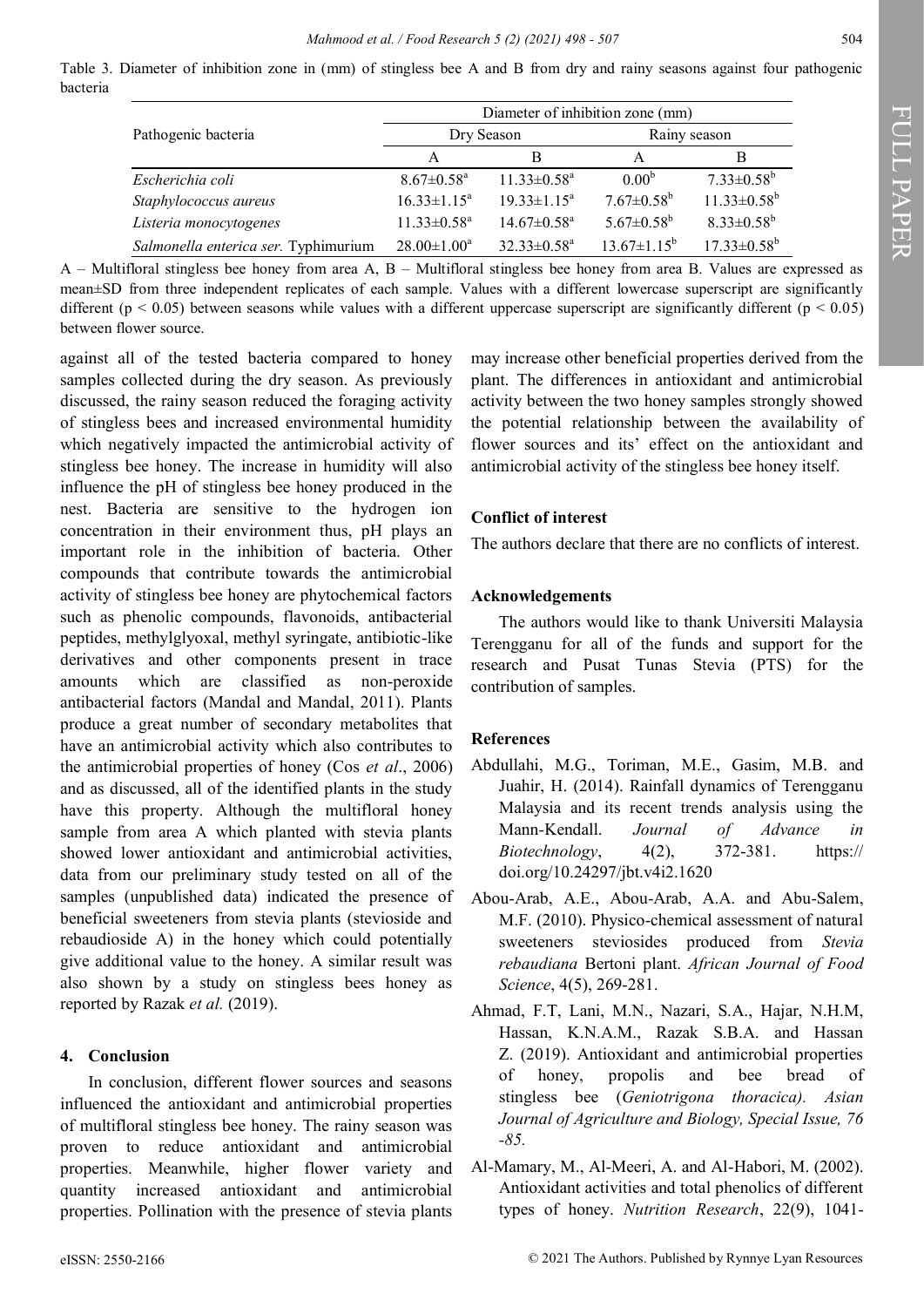Table 3. Diameter of inhibition zone in (mm) of stingless bee A and B from dry and rainy seasons against four pathogenic bacteria

| Pathogenic bacteria | Diameter of inhibition zone (mm) | | | |
|---|---|---|---|---|
| | Dry Season | | Rainy season | |
| | A | B | A | B |
| *Escherichia coli* | $8.67±0.58^a$ | $11.33±0.58^a$ | $0.00^b$ | $7.33±0.58^b$ |
| *Staphylococcus aureus* | $16.33±1.15^a$ | $19.33±1.15^a$ | $7.67±0.58^b$ | $11.33±0.58^b$ |
| *Listeria monocytogenes* | $11.33±0.58^a$ | $14.67±0.58^a$ | $5.67±0.58^b$ | $8.33±0.58^b$ |
| *Salmonella enterica ser.* Typhimurium | $28.00±1.00^a$ | $32.33±0.58^a$ | $13.67±1.15^b$ | $17.33±0.58^b$ |

A – Multifloral stingless bee honey from area A, B – Multifloral stingless bee honey from area B. Values are expressed as mean±SD from three independent replicates of each sample. Values with a different lowercase superscript are significantly different ($p < 0.05$) between seasons while values with a different uppercase superscript are significantly different ($p < 0.05$) between flower source.

against all of the tested bacteria compared to honey samples collected during the dry season. As previously discussed, the rainy season reduced the foraging activity of stingless bees and increased environmental humidity which negatively impacted the antimicrobial activity of stingless bee honey. The increase in humidity will also influence the pH of stingless bee honey produced in the nest. Bacteria are sensitive to the hydrogen ion concentration in their environment thus, pH plays an important role in the inhibition of bacteria. Other compounds that contribute towards the antimicrobial activity of stingless bee honey are phytochemical factors such as phenolic compounds, flavonoids, antibacterial peptides, methylglyoxal, methyl syringate, antibiotic-like derivatives and other components present in trace amounts which are classified as non-peroxide antibacterial factors (Mandal and Mandal, 2011). Plants produce a great number of secondary metabolites that have an antimicrobial activity which also contributes to the antimicrobial properties of honey (Cos *et al*., 2006) and as discussed, all of the identified plants in the study have this property. Although the multifloral honey sample from area A which planted with stevia plants showed lower antioxidant and antimicrobial activities, data from our preliminary study tested on all of the samples (unpublished data) indicated the presence of beneficial sweeteners from stevia plants (stevioside and rebaudioside A) in the honey which could potentially give additional value to the honey. A similar result was also shown by a study on stingless bees honey as reported by Razak *et al.* (2019).

## 4. Conclusion

In conclusion, different flower sources and seasons influenced the antioxidant and antimicrobial properties of multifloral stingless bee honey. The rainy season was proven to reduce antioxidant and antimicrobial properties. Meanwhile, higher flower variety and quantity increased antioxidant and antimicrobial properties. Pollination with the presence of stevia plants may increase other beneficial properties derived from the plant. The differences in antioxidant and antimicrobial activity between the two honey samples strongly showed the potential relationship between the availability of flower sources and its' effect on the antioxidant and antimicrobial activity of the stingless bee honey itself.

## Conflict of interest

The authors declare that there are no conflicts of interest.

## Acknowledgements

The authors would like to thank Universiti Malaysia Terengganu for all of the funds and support for the research and Pusat Tunas Stevia (PTS) for the contribution of samples.

## References

Abdullahi, M.G., Toriman, M.E., Gasim, M.B. and Juahir, H. (2014). Rainfall dynamics of Terengganu Malaysia and its recent trends analysis using the Mann-Kendall. *Journal of Advance in Biotechnology*, 4(2), 372-381. https://doi.org/10.24297/jbt.v4i2.1620

Abou-Arab, A.E., Abou-Arab, A.A. and Abu-Salem, M.F. (2010). Physico-chemical assessment of natural sweeteners steviosides produced from *Stevia rebaudiana* Bertoni plant. *African Journal of Food Science*, 4(5), 269-281.

Ahmad, F.T, Lani, M.N., Nazari, S.A., Hajar, N.H.M, Hassan, K.N.A.M., Razak S.B.A. and Hassan Z. (2019). Antioxidant and antimicrobial properties of honey, propolis and bee bread of stingless bee (*Geniotrigona thoracica). Asian Journal of Agriculture and Biology, Special Issue, 76 -85.*

Al-Mamary, M., Al-Meeri, A. and Al-Habori, M. (2002). Antioxidant activities and total phenolics of different types of honey. *Nutrition Research*, 22(9), 1041-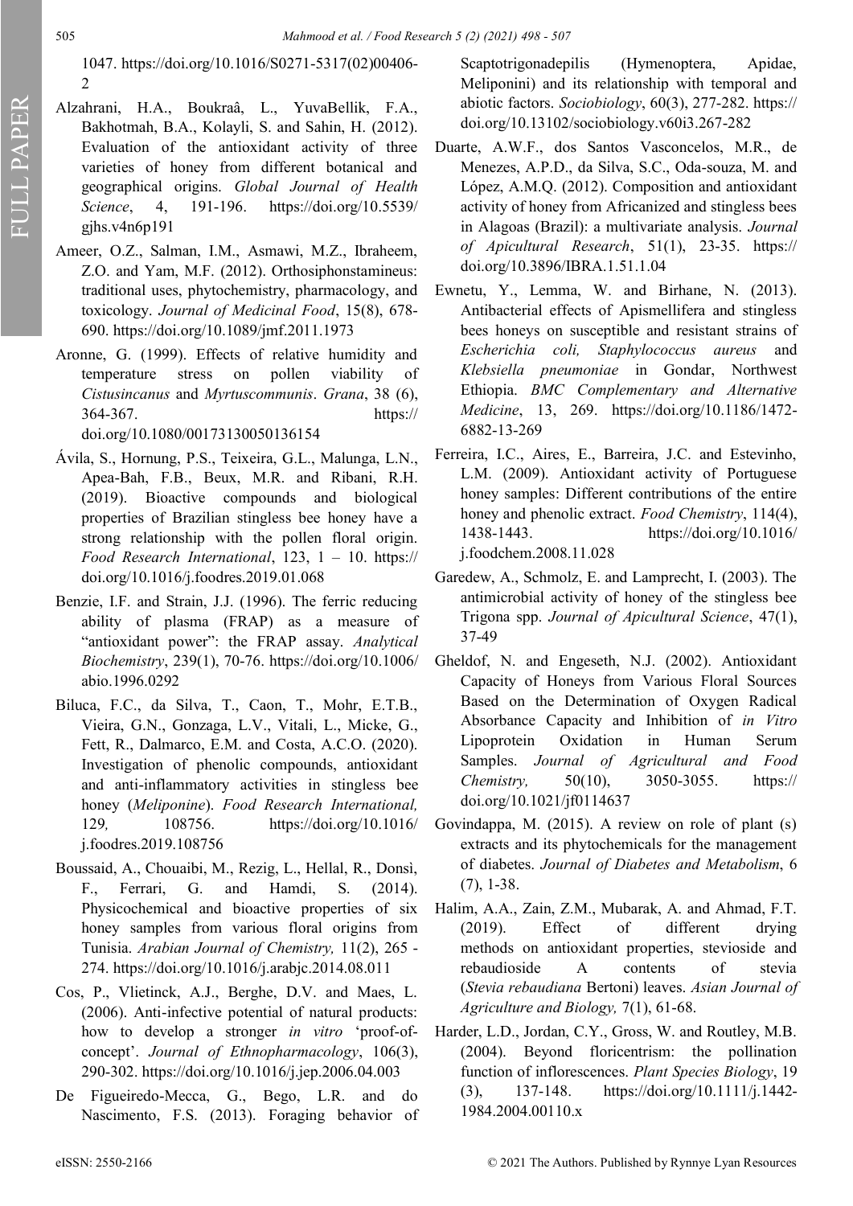1047. https://doi.org/10.1016/S0271-5317(02)00406-2

Alzahrani, H.A., Boukraâ, L., YuvaBellik, F.A., Bakhotmah, B.A., Kolayli, S. and Sahin, H. (2012). Evaluation of the antioxidant activity of three varieties of honey from different botanical and geographical origins. *Global Journal of Health Science*, 4, 191-196. https://doi.org/10.5539/gjhs.v4n6p191

Ameer, O.Z., Salman, I.M., Asmawi, M.Z., Ibraheem, Z.O. and Yam, M.F. (2012). Orthosiphonstamineus: traditional uses, phytochemistry, pharmacology, and toxicology. *Journal of Medicinal Food*, 15(8), 678-690. https://doi.org/10.1089/jmf.2011.1973

Aronne, G. (1999). Effects of relative humidity and temperature stress on pollen viability of *Cistusincanus* and *Myrtuscommunis*. *Grana*, 38 (6), 364-367. https://doi.org/10.1080/00173130050136154

Ávila, S., Hornung, P.S., Teixeira, G.L., Malunga, L.N., Apea-Bah, F.B., Beux, M.R. and Ribani, R.H. (2019). Bioactive compounds and biological properties of Brazilian stingless bee honey have a strong relationship with the pollen floral origin. *Food Research International*, 123, 1 – 10. https://doi.org/10.1016/j.foodres.2019.01.068

Benzie, I.F. and Strain, J.J. (1996). The ferric reducing ability of plasma (FRAP) as a measure of "antioxidant power": the FRAP assay. *Analytical Biochemistry*, 239(1), 70-76. https://doi.org/10.1006/abio.1996.0292

Biluca, F.C., da Silva, T., Caon, T., Mohr, E.T.B., Vieira, G.N., Gonzaga, L.V., Vitali, L., Micke, G., Fett, R., Dalmarco, E.M. and Costa, A.C.O. (2020). Investigation of phenolic compounds, antioxidant and anti-inflammatory activities in stingless bee honey (*Meliponine*). *Food Research International,* 129*,* 108756. https://doi.org/10.1016/j.foodres.2019.108756

Boussaid, A., Chouaibi, M., Rezig, L., Hellal, R., Donsì, F., Ferrari, G. and Hamdi, S. (2014). Physicochemical and bioactive properties of six honey samples from various floral origins from Tunisia. *Arabian Journal of Chemistry,* 11(2), 265 - 274. https://doi.org/10.1016/j.arabjc.2014.08.011

Cos, P., Vlietinck, A.J., Berghe, D.V. and Maes, L. (2006). Anti-infective potential of natural products: how to develop a stronger *in vitro* 'proof-of-concept'. *Journal of Ethnopharmacology*, 106(3), 290-302. https://doi.org/10.1016/j.jep.2006.04.003

De Figueiredo-Mecca, G., Bego, L.R. and do Nascimento, F.S. (2013). Foraging behavior of Scaptotrigonadepilis (Hymenoptera, Apidae, Meliponini) and its relationship with temporal and abiotic factors. *Sociobiology*, 60(3), 277-282. https://doi.org/10.13102/sociobiology.v60i3.267-282

Duarte, A.W.F., dos Santos Vasconcelos, M.R., de Menezes, A.P.D., da Silva, S.C., Oda-souza, M. and López, A.M.Q. (2012). Composition and antioxidant activity of honey from Africanized and stingless bees in Alagoas (Brazil): a multivariate analysis. *Journal of Apicultural Research*, 51(1), 23-35. https://doi.org/10.3896/IBRA.1.51.1.04

Ewnetu, Y., Lemma, W. and Birhane, N. (2013). Antibacterial effects of Apismellifera and stingless bees honeys on susceptible and resistant strains of *Escherichia coli, Staphylococcus aureus* and *Klebsiella pneumoniae* in Gondar, Northwest Ethiopia. *BMC Complementary and Alternative Medicine*, 13, 269. https://doi.org/10.1186/1472-6882-13-269

Ferreira, I.C., Aires, E., Barreira, J.C. and Estevinho, L.M. (2009). Antioxidant activity of Portuguese honey samples: Different contributions of the entire honey and phenolic extract. *Food Chemistry*, 114(4), 1438-1443. https://doi.org/10.1016/j.foodchem.2008.11.028

Garedew, A., Schmolz, E. and Lamprecht, I. (2003). The antimicrobial activity of honey of the stingless bee Trigona spp. *Journal of Apicultural Science*, 47(1), 37-49

Gheldof, N. and Engeseth, N.J. (2002). Antioxidant Capacity of Honeys from Various Floral Sources Based on the Determination of Oxygen Radical Absorbance Capacity and Inhibition of *in Vitro* Lipoprotein Oxidation in Human Serum Samples. *Journal of Agricultural and Food Chemistry,* 50(10), 3050-3055. https://doi.org/10.1021/jf0114637

Govindappa, M. (2015). A review on role of plant (s) extracts and its phytochemicals for the management of diabetes. *Journal of Diabetes and Metabolism*, 6 (7), 1-38.

Halim, A.A., Zain, Z.M., Mubarak, A. and Ahmad, F.T. (2019). Effect of different drying methods on antioxidant properties, stevioside and rebaudioside A contents of stevia (*Stevia rebaudiana* Bertoni) leaves. *Asian Journal of Agriculture and Biology,* 7(1), 61-68.

Harder, L.D., Jordan, C.Y., Gross, W. and Routley, M.B. (2004). Beyond floricentrism: the pollination function of inflorescences. *Plant Species Biology*, 19 (3), 137-148. https://doi.org/10.1111/j.1442-1984.2004.00110.x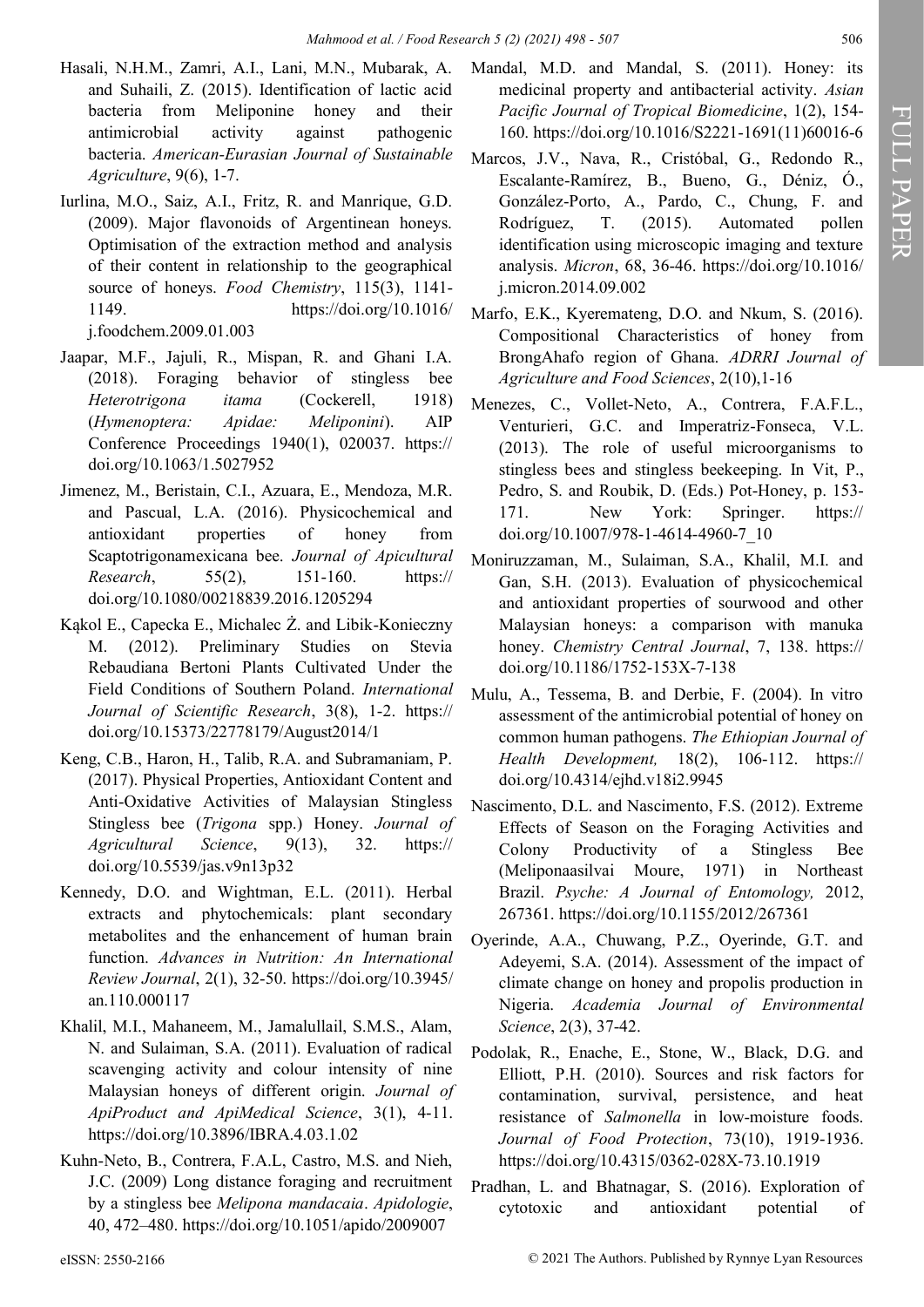Hasali, N.H.M., Zamri, A.I., Lani, M.N., Mubarak, A. and Suhaili, Z. (2015). Identification of lactic acid bacteria from Meliponine honey and their antimicrobial activity against pathogenic bacteria. *American-Eurasian Journal of Sustainable Agriculture*, 9(6), 1-7.

Iurlina, M.O., Saiz, A.I., Fritz, R. and Manrique, G.D. (2009). Major flavonoids of Argentinean honeys. Optimisation of the extraction method and analysis of their content in relationship to the geographical source of honeys. *Food Chemistry*, 115(3), 1141-1149. https://doi.org/10.1016/j.foodchem.2009.01.003

Jaapar, M.F., Jajuli, R., Mispan, R. and Ghani I.A. (2018). Foraging behavior of stingless bee *Heterotrigona itama* (Cockerell, 1918) (*Hymenoptera: Apidae: Meliponini*). AIP Conference Proceedings 1940(1), 020037. https://doi.org/10.1063/1.5027952

Jimenez, M., Beristain, C.I., Azuara, E., Mendoza, M.R. and Pascual, L.A. (2016). Physicochemical and antioxidant properties of honey from Scaptotrigonamexicana bee. *Journal of Apicultural Research*, 55(2), 151-160. https://doi.org/10.1080/00218839.2016.1205294

Kąkol E., Capecka E., Michalec Ż. and Libik-Konieczny M. (2012). Preliminary Studies on Stevia Rebaudiana Bertoni Plants Cultivated Under the Field Conditions of Southern Poland. *International Journal of Scientific Research*, 3(8), 1-2. https://doi.org/10.15373/22778179/August2014/1

Keng, C.B., Haron, H., Talib, R.A. and Subramaniam, P. (2017). Physical Properties, Antioxidant Content and Anti-Oxidative Activities of Malaysian Stingless Stingless bee (*Trigona* spp.) Honey. *Journal of Agricultural Science*, 9(13), 32. https://doi.org/10.5539/jas.v9n13p32

Kennedy, D.O. and Wightman, E.L. (2011). Herbal extracts and phytochemicals: plant secondary metabolites and the enhancement of human brain function. *Advances in Nutrition: An International Review Journal*, 2(1), 32-50. https://doi.org/10.3945/an.110.000117

Khalil, M.I., Mahaneem, M., Jamalullail, S.M.S., Alam, N. and Sulaiman, S.A. (2011). Evaluation of radical scavenging activity and colour intensity of nine Malaysian honeys of different origin. *Journal of ApiProduct and ApiMedical Science*, 3(1), 4-11. https://doi.org/10.3896/IBRA.4.03.1.02

Kuhn-Neto, B., Contrera, F.A.L, Castro, M.S. and Nieh, J.C. (2009) Long distance foraging and recruitment by a stingless bee *Melipona mandacaia*. *Apidologie*, 40, 472–480. https://doi.org/10.1051/apido/2009007

Mandal, M.D. and Mandal, S. (2011). Honey: its medicinal property and antibacterial activity. *Asian Pacific Journal of Tropical Biomedicine*, 1(2), 154-160. https://doi.org/10.1016/S2221-1691(11)60016-6

Marcos, J.V., Nava, R., Cristóbal, G., Redondo R., Escalante-Ramírez, B., Bueno, G., Déniz, Ó., González-Porto, A., Pardo, C., Chung, F. and Rodríguez, T. (2015). Automated pollen identification using microscopic imaging and texture analysis. *Micron*, 68, 36-46. https://doi.org/10.1016/j.micron.2014.09.002

Marfo, E.K., Kyeremateng, D.O. and Nkum, S. (2016). Compositional Characteristics of honey from BrongAhafo region of Ghana. *ADRRI Journal of Agriculture and Food Sciences*, 2(10),1-16

Menezes, C., Vollet-Neto, A., Contrera, F.A.F.L., Venturieri, G.C. and Imperatriz-Fonseca, V.L. (2013). The role of useful microorganisms to stingless bees and stingless beekeeping. In Vit, P., Pedro, S. and Roubik, D. (Eds.) Pot-Honey, p. 153-171. New York: Springer. https://doi.org/10.1007/978-1-4614-4960-7_10

Moniruzzaman, M., Sulaiman, S.A., Khalil, M.I. and Gan, S.H. (2013). Evaluation of physicochemical and antioxidant properties of sourwood and other Malaysian honeys: a comparison with manuka honey. *Chemistry Central Journal*, 7, 138. https://doi.org/10.1186/1752-153X-7-138

Mulu, A., Tessema, B. and Derbie, F. (2004). In vitro assessment of the antimicrobial potential of honey on common human pathogens. *The Ethiopian Journal of Health Development,* 18(2), 106-112. https://doi.org/10.4314/ejhd.v18i2.9945

Nascimento, D.L. and Nascimento, F.S. (2012). Extreme Effects of Season on the Foraging Activities and Colony Productivity of a Stingless Bee (Meliponaasilvai Moure, 1971) in Northeast Brazil. *Psyche: A Journal of Entomology,* 2012, 267361. https://doi.org/10.1155/2012/267361

Oyerinde, A.A., Chuwang, P.Z., Oyerinde, G.T. and Adeyemi, S.A. (2014). Assessment of the impact of climate change on honey and propolis production in Nigeria. *Academia Journal of Environmental Science*, 2(3), 37-42.

Podolak, R., Enache, E., Stone, W., Black, D.G. and Elliott, P.H. (2010). Sources and risk factors for contamination, survival, persistence, and heat resistance of *Salmonella* in low-moisture foods. *Journal of Food Protection*, 73(10), 1919-1936. https://doi.org/10.4315/0362-028X-73.10.1919

Pradhan, L. and Bhatnagar, S. (2016). Exploration of cytotoxic and antioxidant potential of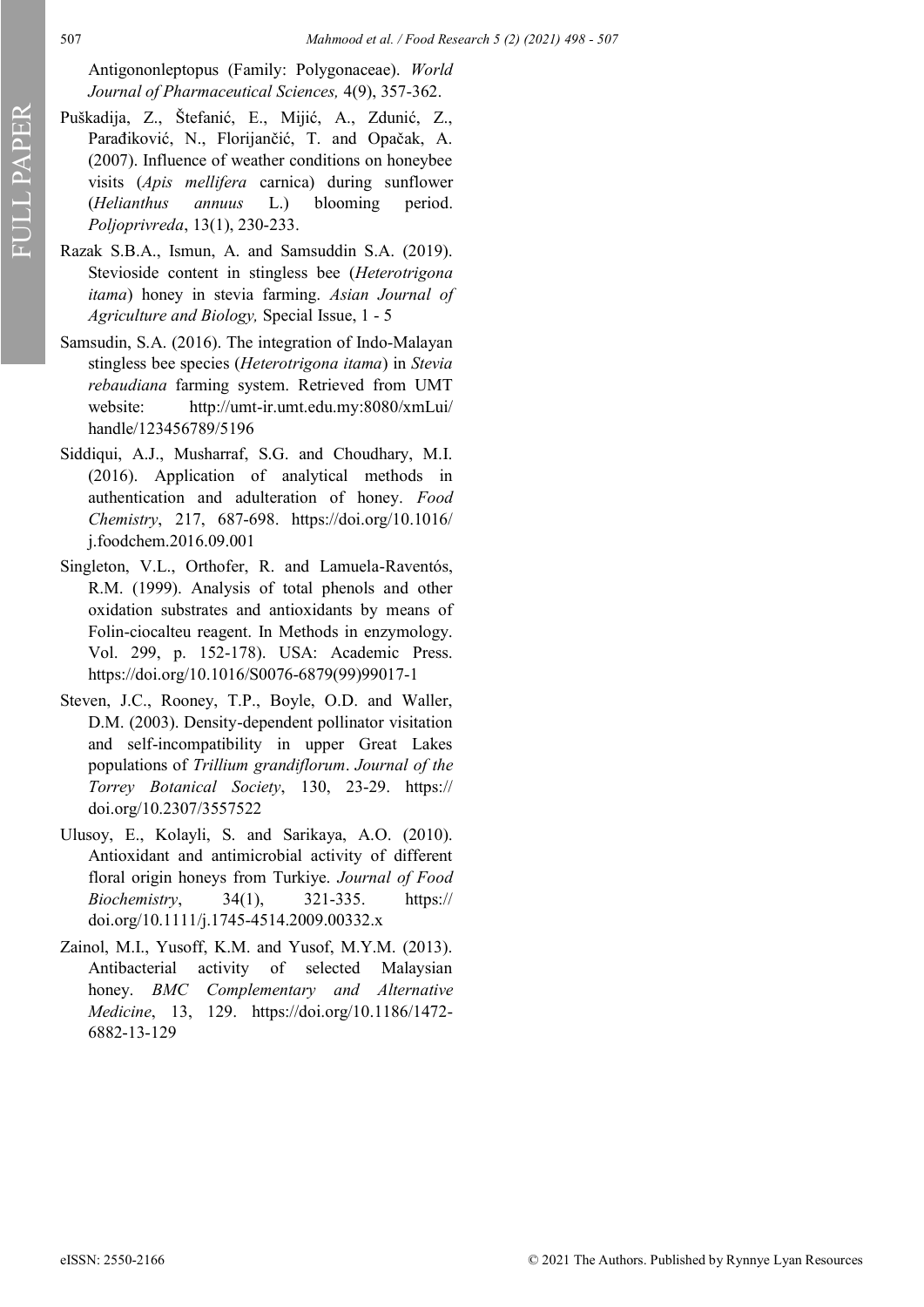Antigononleptopus (Family: Polygonaceae). *World Journal of Pharmaceutical Sciences,* 4(9), 357-362.

Puškadija, Z., Štefanić, E., Mijić, A., Zdunić, Z., Parađiković, N., Florijančić, T. and Opačak, A. (2007). Influence of weather conditions on honeybee visits (*Apis mellifera* carnica) during sunflower (*Helianthus annuus* L.) blooming period. *Poljoprivreda*, 13(1), 230-233.

Razak S.B.A., Ismun, A. and Samsuddin S.A. (2019). Stevioside content in stingless bee (*Heterotrigona itama*) honey in stevia farming. *Asian Journal of Agriculture and Biology,* Special Issue, 1 - 5

Samsudin, S.A. (2016). The integration of Indo-Malayan stingless bee species (*Heterotrigona itama*) in *Stevia rebaudiana* farming system. Retrieved from UMT website: http://umt-ir.umt.edu.my:8080/xmLui/handle/123456789/5196

Siddiqui, A.J., Musharraf, S.G. and Choudhary, M.I. (2016). Application of analytical methods in authentication and adulteration of honey. *Food Chemistry*, 217, 687-698. https://doi.org/10.1016/j.foodchem.2016.09.001

Singleton, V.L., Orthofer, R. and Lamuela-Raventós, R.M. (1999). Analysis of total phenols and other oxidation substrates and antioxidants by means of Folin-ciocalteu reagent. In Methods in enzymology. Vol. 299, p. 152-178). USA: Academic Press. https://doi.org/10.1016/S0076-6879(99)99017-1

Steven, J.C., Rooney, T.P., Boyle, O.D. and Waller, D.M. (2003). Density-dependent pollinator visitation and self-incompatibility in upper Great Lakes populations of *Trillium grandiflorum*. *Journal of the Torrey Botanical Society*, 130, 23-29. https://doi.org/10.2307/3557522

Ulusoy, E., Kolayli, S. and Sarikaya, A.O. (2010). Antioxidant and antimicrobial activity of different floral origin honeys from Turkiye. *Journal of Food Biochemistry*, 34(1), 321-335. https://doi.org/10.1111/j.1745-4514.2009.00332.x

Zainol, M.I., Yusoff, K.M. and Yusof, M.Y.M. (2013). Antibacterial activity of selected Malaysian honey. *BMC Complementary and Alternative Medicine*, 13, 129. https://doi.org/10.1186/1472-6882-13-129